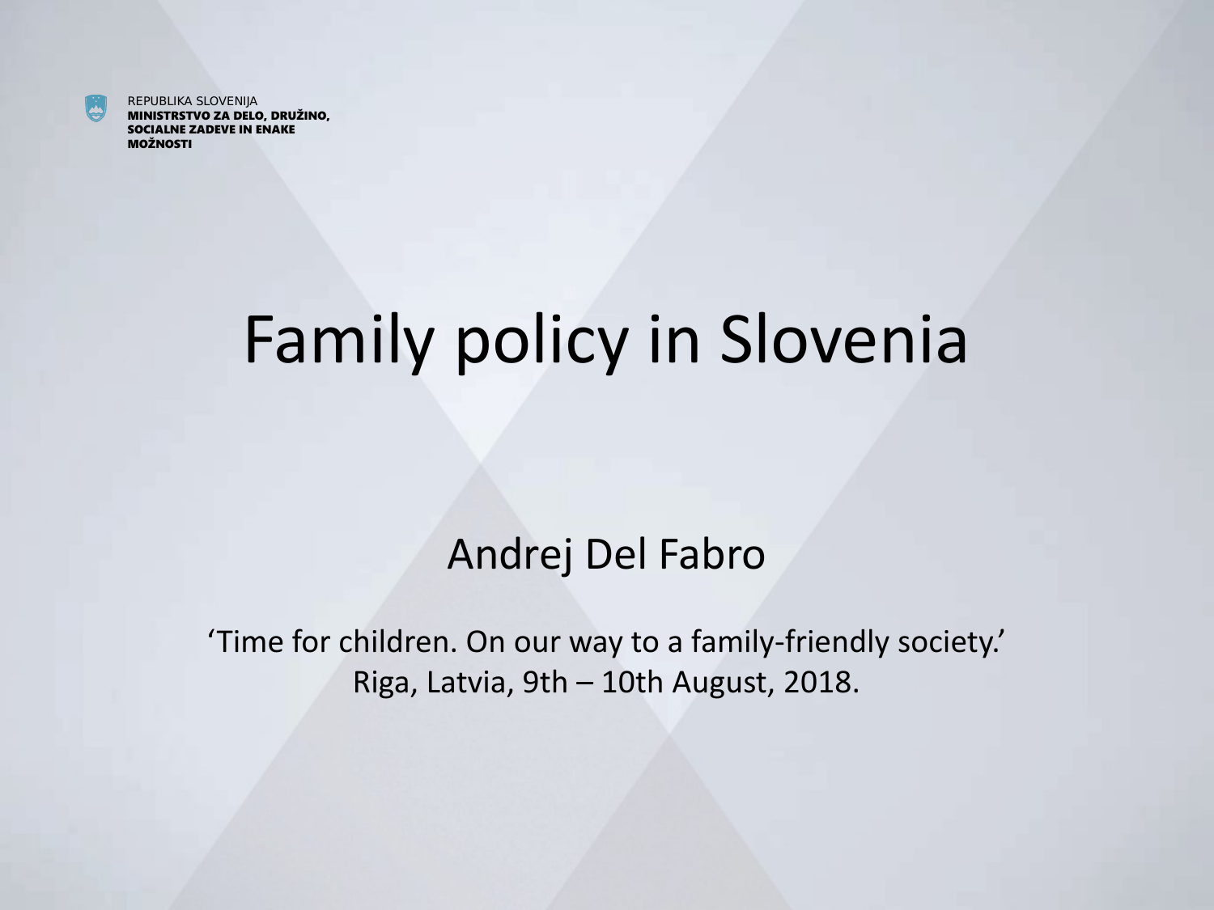REPUBLIKA SLOVENIJA
**MINISTRSTVO ZA DELO, DRUŽINO, SOCIALNE ZADEVE IN ENAKE MOŽNOSTI**

# Family policy in Slovenia

Andrej Del Fabro

'Time for children. On our way to a family-friendly society.'
Riga, Latvia, 9th – 10th August, 2018.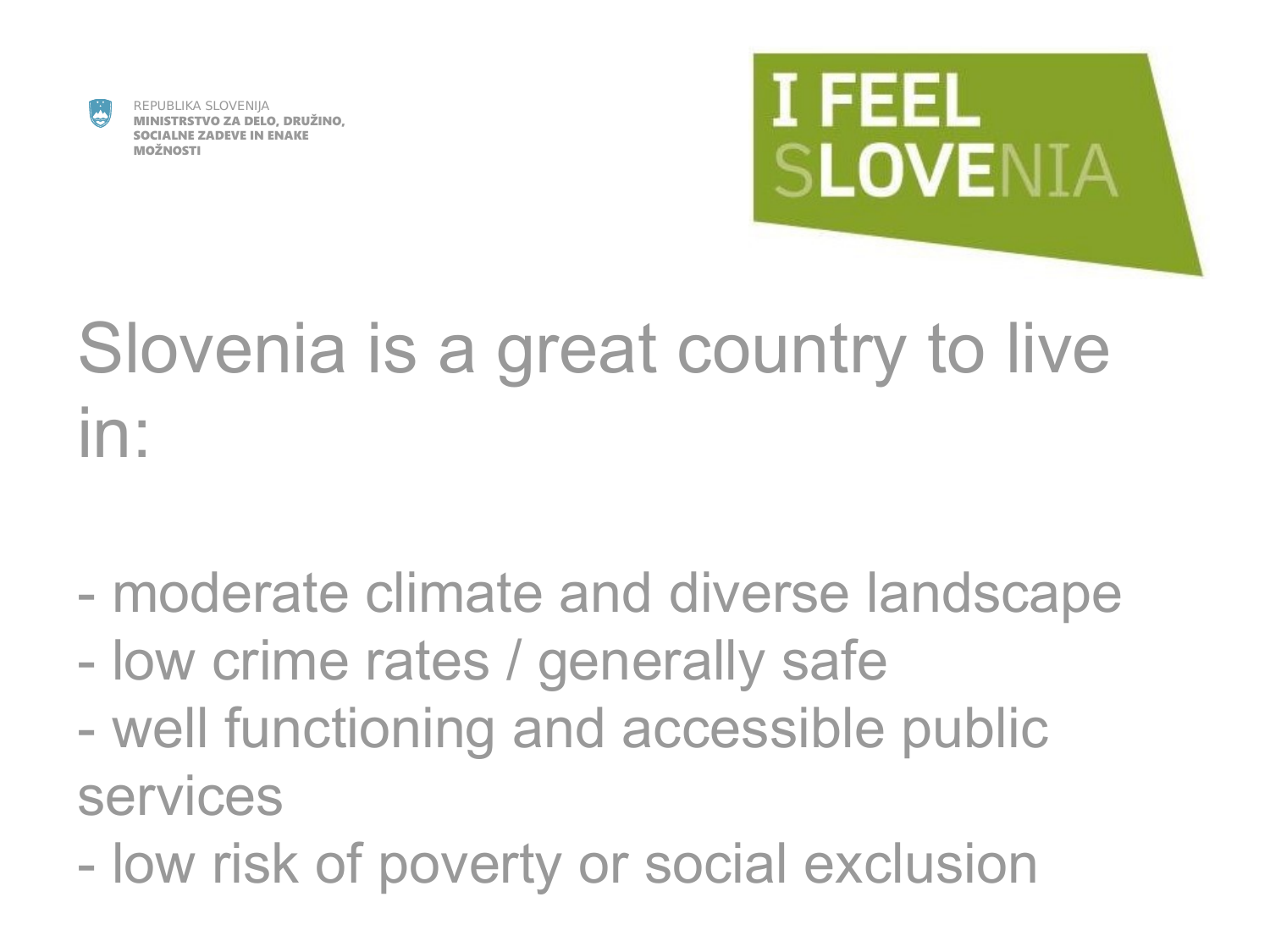REPUBLIKA SLOVENIJA
**MINISTRSTVO ZA DELO, DRUŽINO, SOCIALNE ZADEVE IN ENAKE MOŽNOSTI**

I FEEL SLOVENIA

# Slovenia is a great country to live in:

- moderate climate and diverse landscape
- low crime rates / generally safe
- well functioning and accessible public services
- low risk of poverty or social exclusion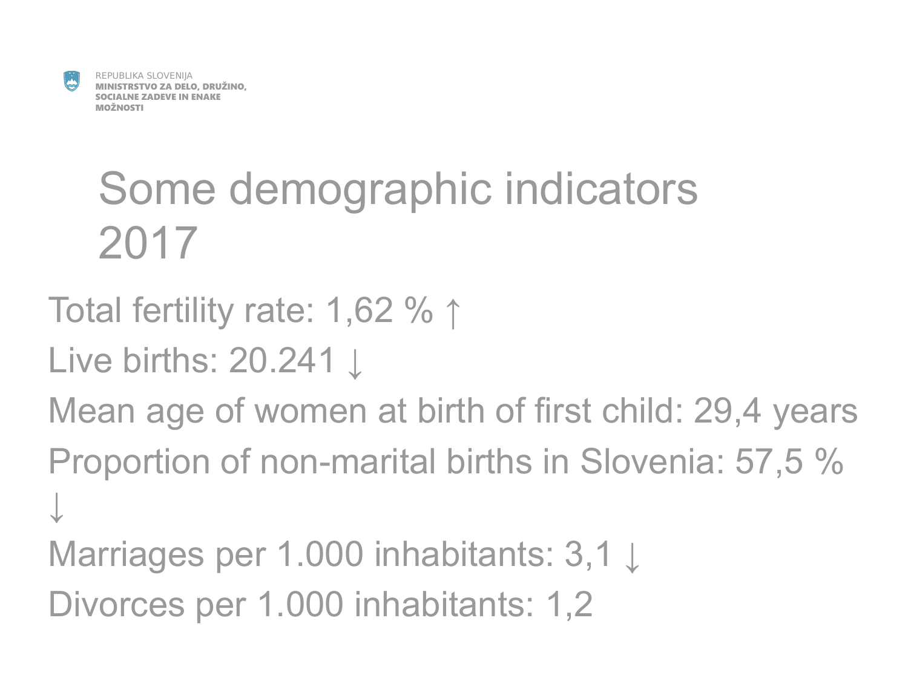REPUBLIKA SLOVENIJA
**MINISTRSTVO ZA DELO, DRUŽINO, SOCIALNE ZADEVE IN ENAKE MOŽNOSTI**

# Some demographic indicators 2017

Total fertility rate: 1,62 % ↑

Live births: 20.241 ↓

Mean age of women at birth of first child: 29,4 years

Proportion of non-marital births in Slovenia: 57,5 % ↓

Marriages per 1.000 inhabitants: 3,1 ↓

Divorces per 1.000 inhabitants: 1,2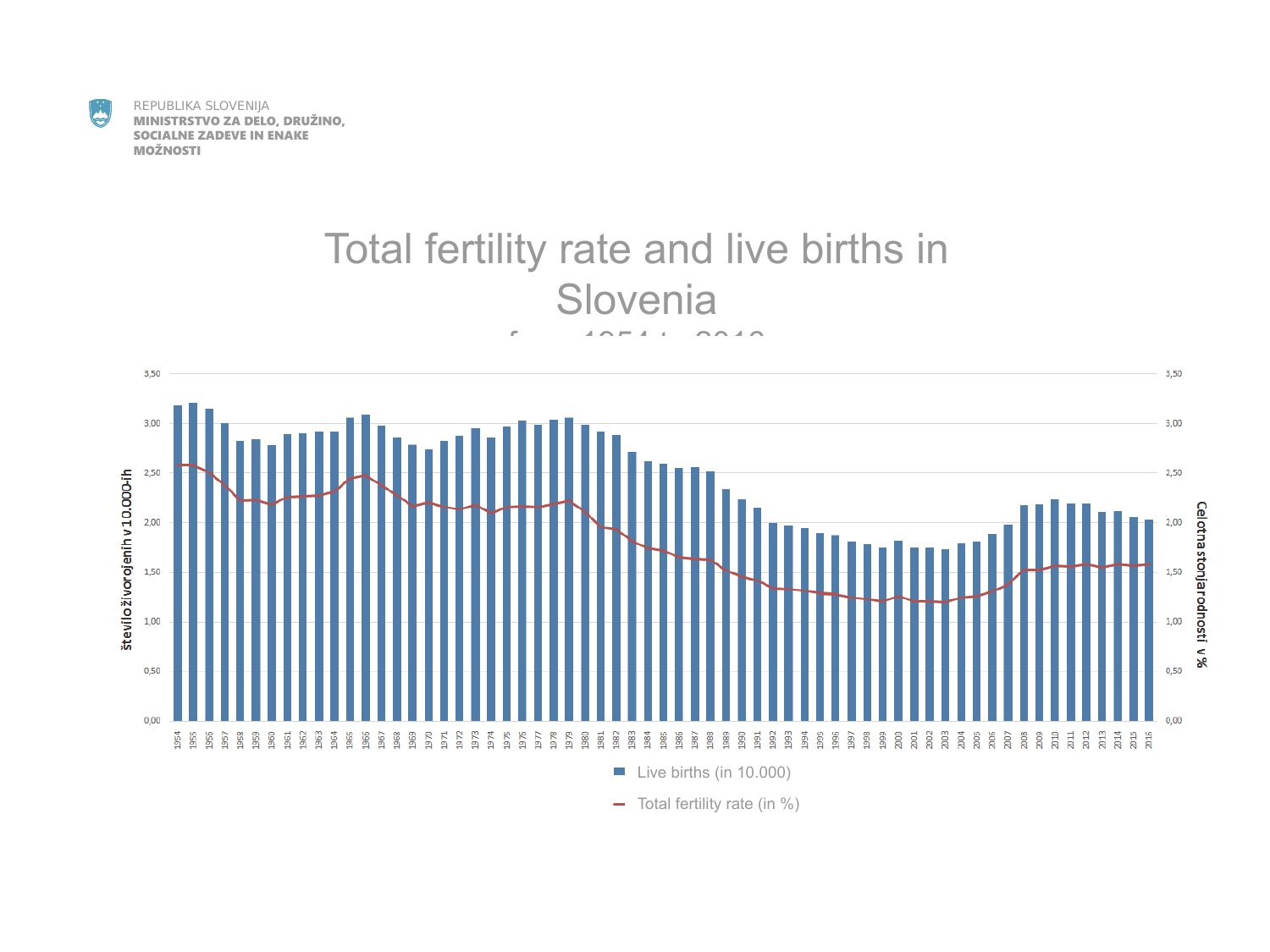REPUBLIKA SLOVENIJA
**MINISTRSTVO ZA DELO, DRUŽINO, SOCIALNE ZADEVE IN ENAKE MOŽNOSTI**

# Total fertility rate and live births in Slovenia

3,50
3,00
2,50
2,00
1,50
1,00
0,50
0,00

število živorojenih v 10.000-ih

Celotna stonja rodnosti v %

1954 1955 1956 1957 1958 1959 1960 1961 1962 1963 1964 1965 1966 1967 1968 1969 1970 1971 1972 1973 1974 1975 1976 1977 1978 1979 1980 1981 1982 1983 1984 1985 1986 1987 1988 1989 1990 1991 1992 1993 1994 1995 1996 1997 1998 1999 2000 2001 2002 2003 2004 2005 2006 2007 2008 2009 2010 2011 2012 2013 2014 2015

Live births (in 10.000)

Total fertility rate (in %)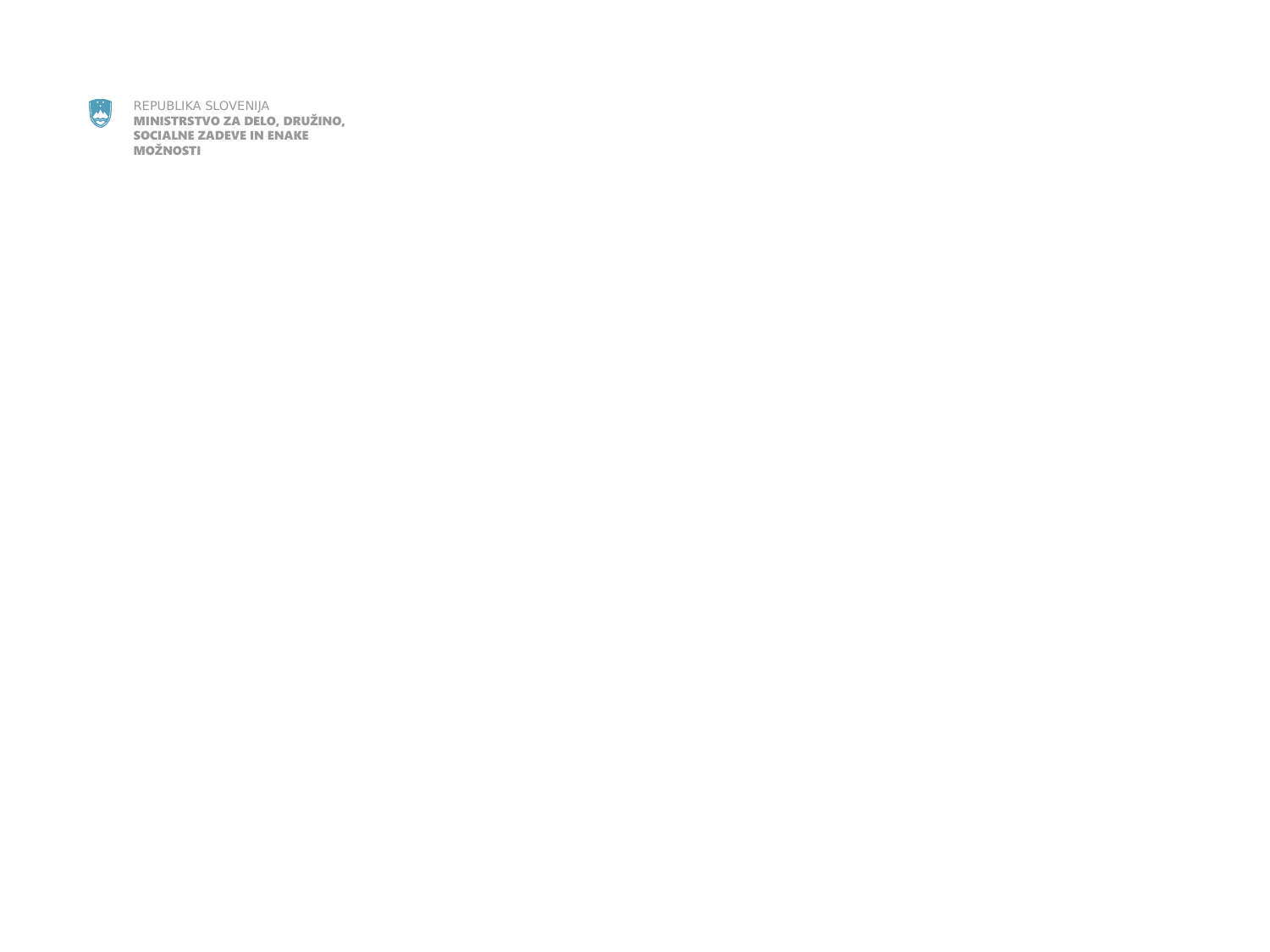REPUBLIKA SLOVENIJA
**MINISTRSTVO ZA DELO, DRUŽINO, SOCIALNE ZADEVE IN ENAKE MOŽNOSTI**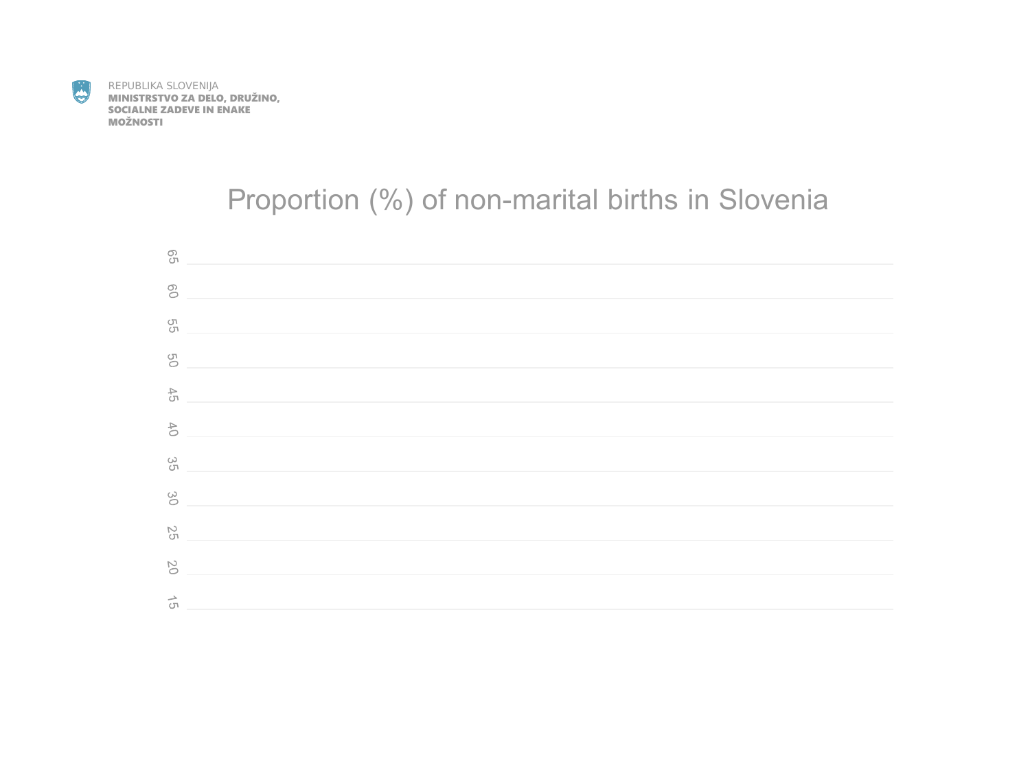REPUBLIKA SLOVENIJA
**MINISTRSTVO ZA DELO, DRUŽINO, SOCIALNE ZADEVE IN ENAKE MOŽNOSTI**

# Proportion (%) of non-marital births in Slovenia

65
60
55
50
45
40
35
30
25
20
15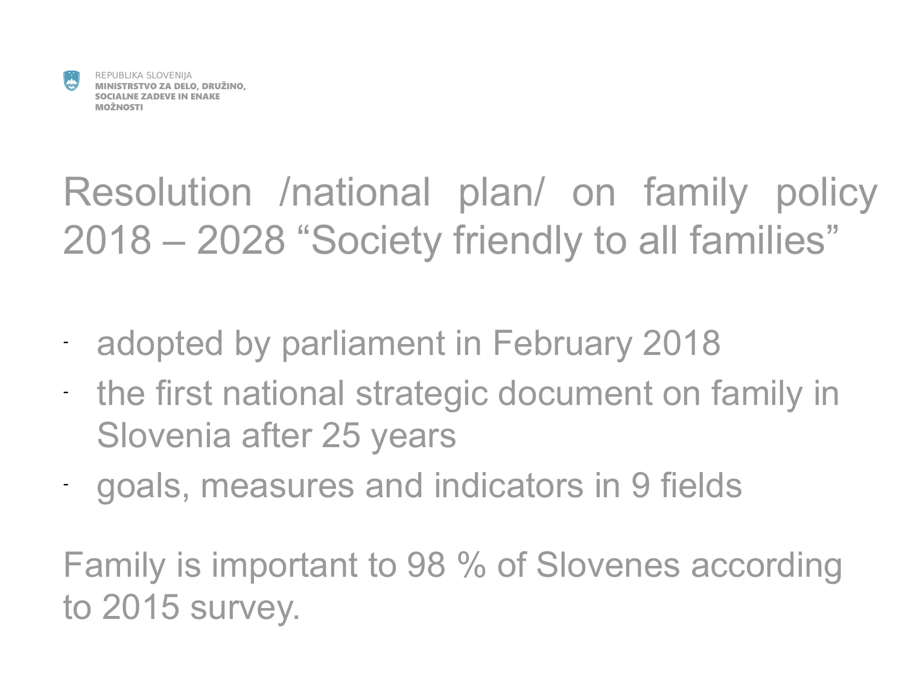REPUBLIKA SLOVENIJA
**MINISTRSTVO ZA DELO, DRUŽINO, SOCIALNE ZADEVE IN ENAKE MOŽNOSTI**

# Resolution /national plan/ on family policy 2018 – 2028 “Society friendly to all families”

- adopted by parliament in February 2018
- the first national strategic document on family in Slovenia after 25 years
- goals, measures and indicators in 9 fields

Family is important to 98 % of Slovenes according to 2015 survey.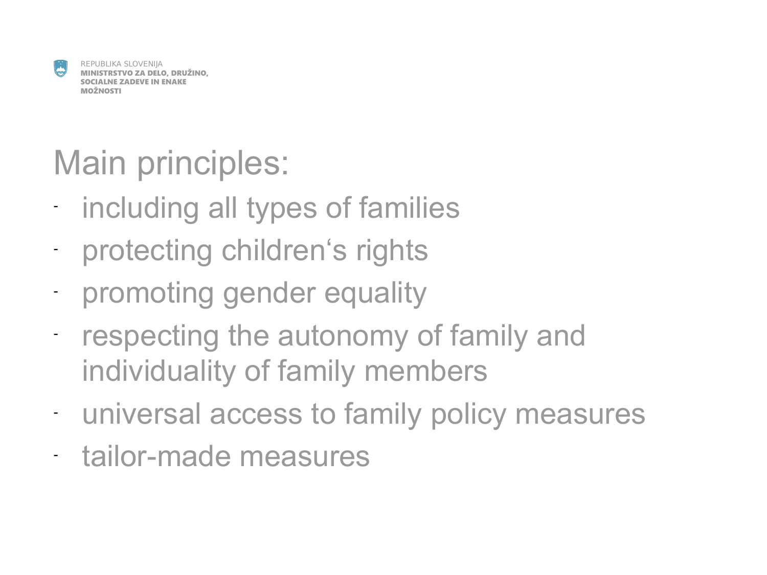REPUBLIKA SLOVENIJA
**MINISTRSTVO ZA DELO, DRUŽINO, SOCIALNE ZADEVE IN ENAKE MOŽNOSTI**

# Main principles:

- including all types of families
- protecting children‘s rights
- promoting gender equality
- respecting the autonomy of family and individuality of family members
- universal access to family policy measures
- tailor-made measures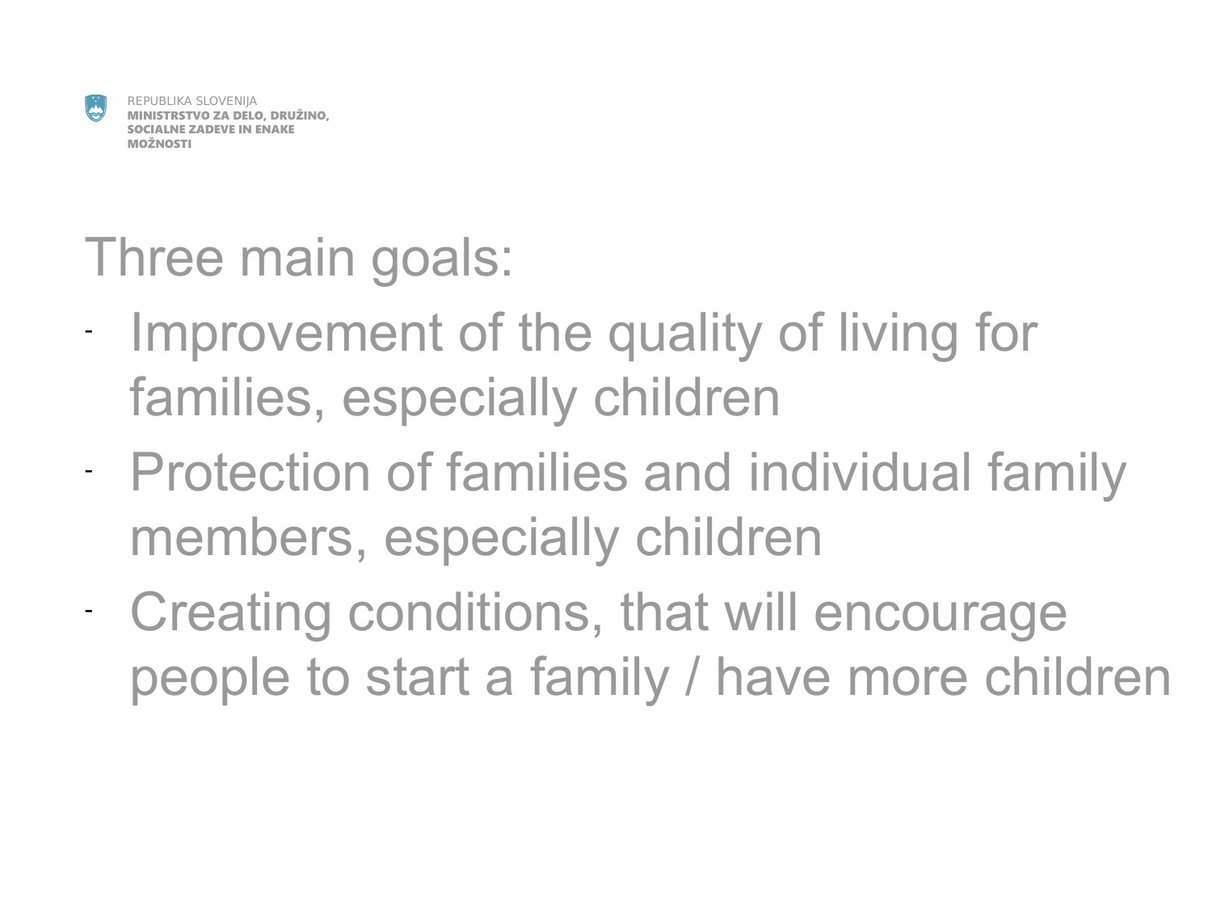Three main goals:

- Improvement of the quality of living for families, especially children
- Protection of families and individual family members, especially children
- Creating conditions, that will encourage people to start a family / have more children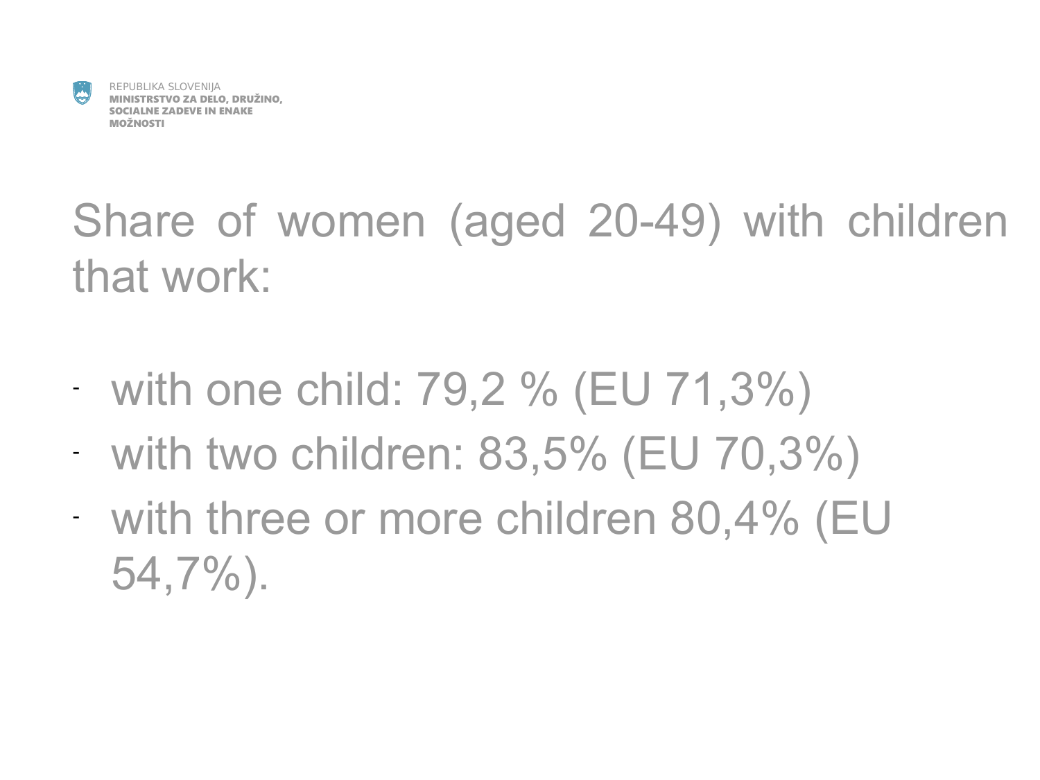REPUBLIKA SLOVENIJA
**MINISTRSTVO ZA DELO, DRUŽINO, SOCIALNE ZADEVE IN ENAKE MOŽNOSTI**

# Share of women (aged 20-49) with children that work:

- with one child: 79,2 % (EU 71,3%)
- with two children: 83,5% (EU 70,3%)
- with three or more children 80,4% (EU 54,7%).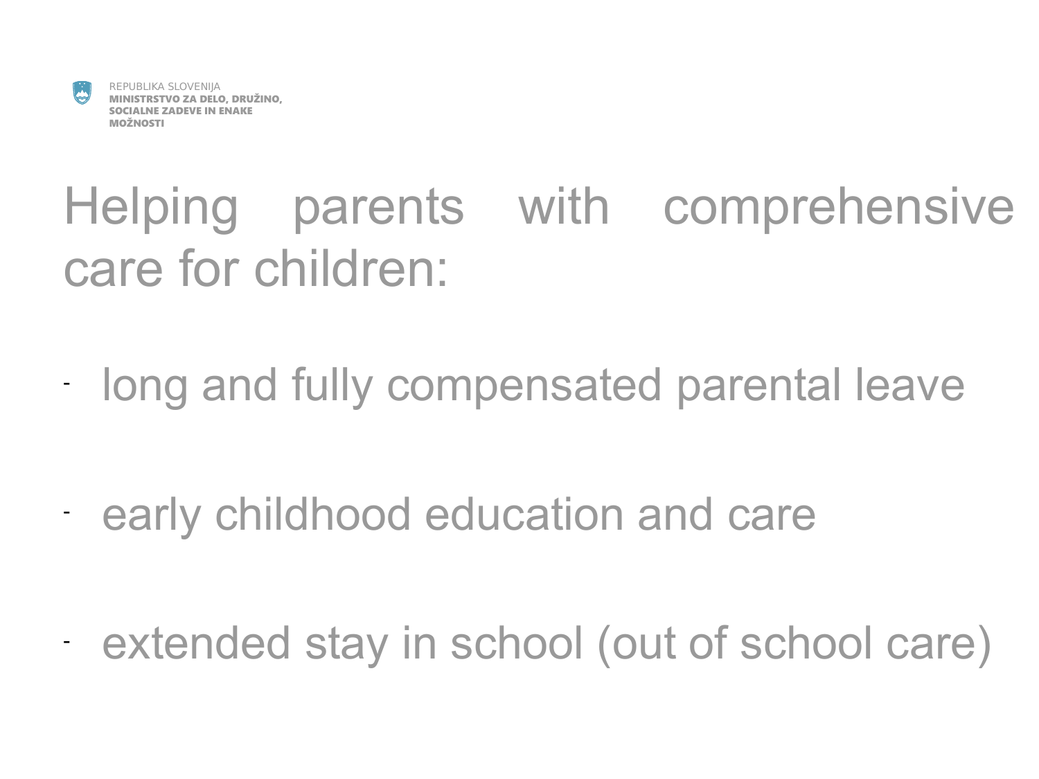# Helping parents with comprehensive care for children:

- long and fully compensated parental leave
- early childhood education and care
- extended stay in school (out of school care)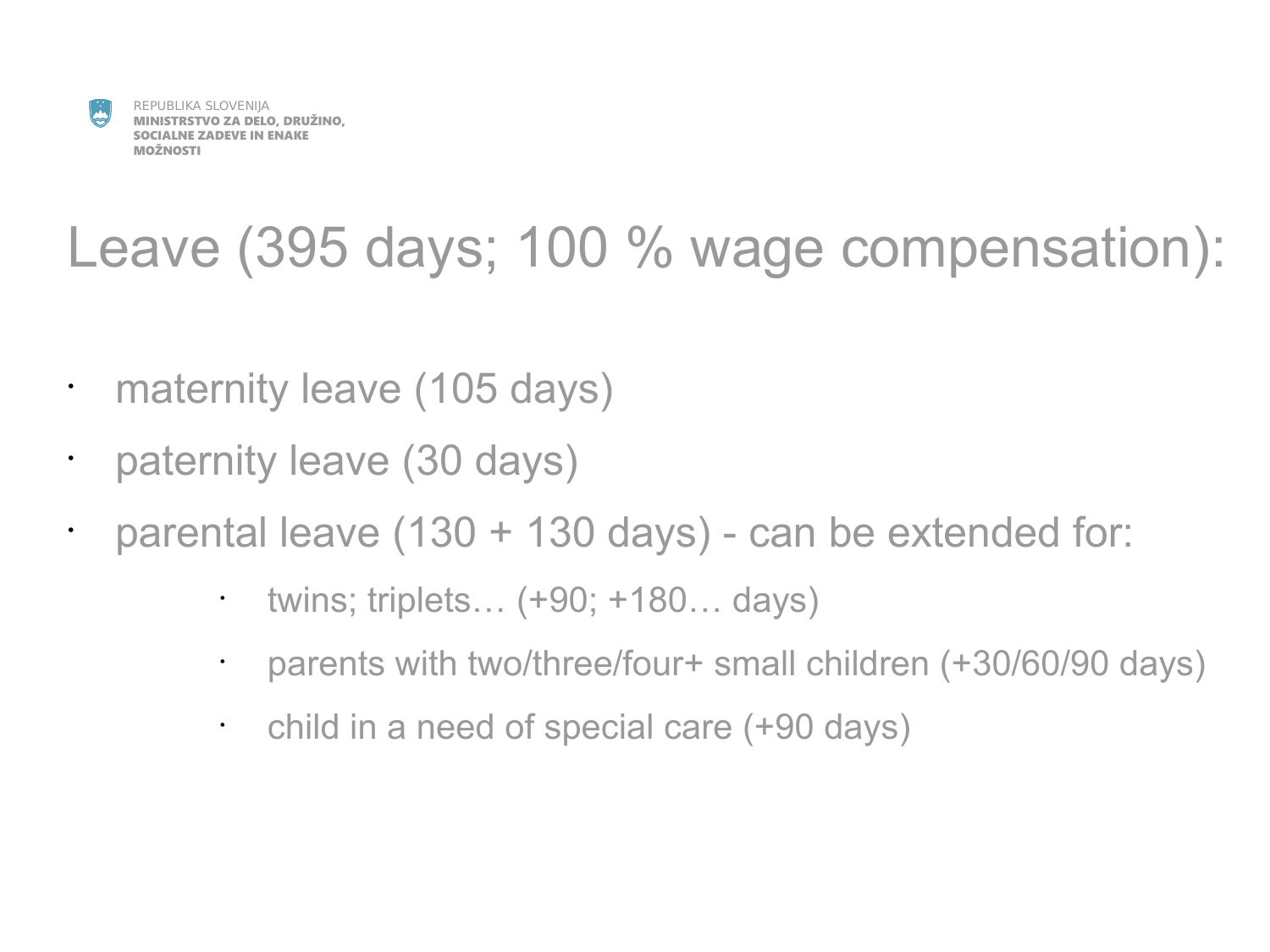REPUBLIKA SLOVENIJA
**MINISTRSTVO ZA DELO, DRUŽINO, SOCIALNE ZADEVE IN ENAKE MOŽNOSTI**

# Leave (395 days; 100 % wage compensation):

- maternity leave (105 days)
- paternity leave (30 days)
- parental leave (130 + 130 days) - can be extended for:
    - twins; triplets… (+90; +180… days)
    - parents with two/three/four+ small children (+30/60/90 days)
    - child in a need of special care (+90 days)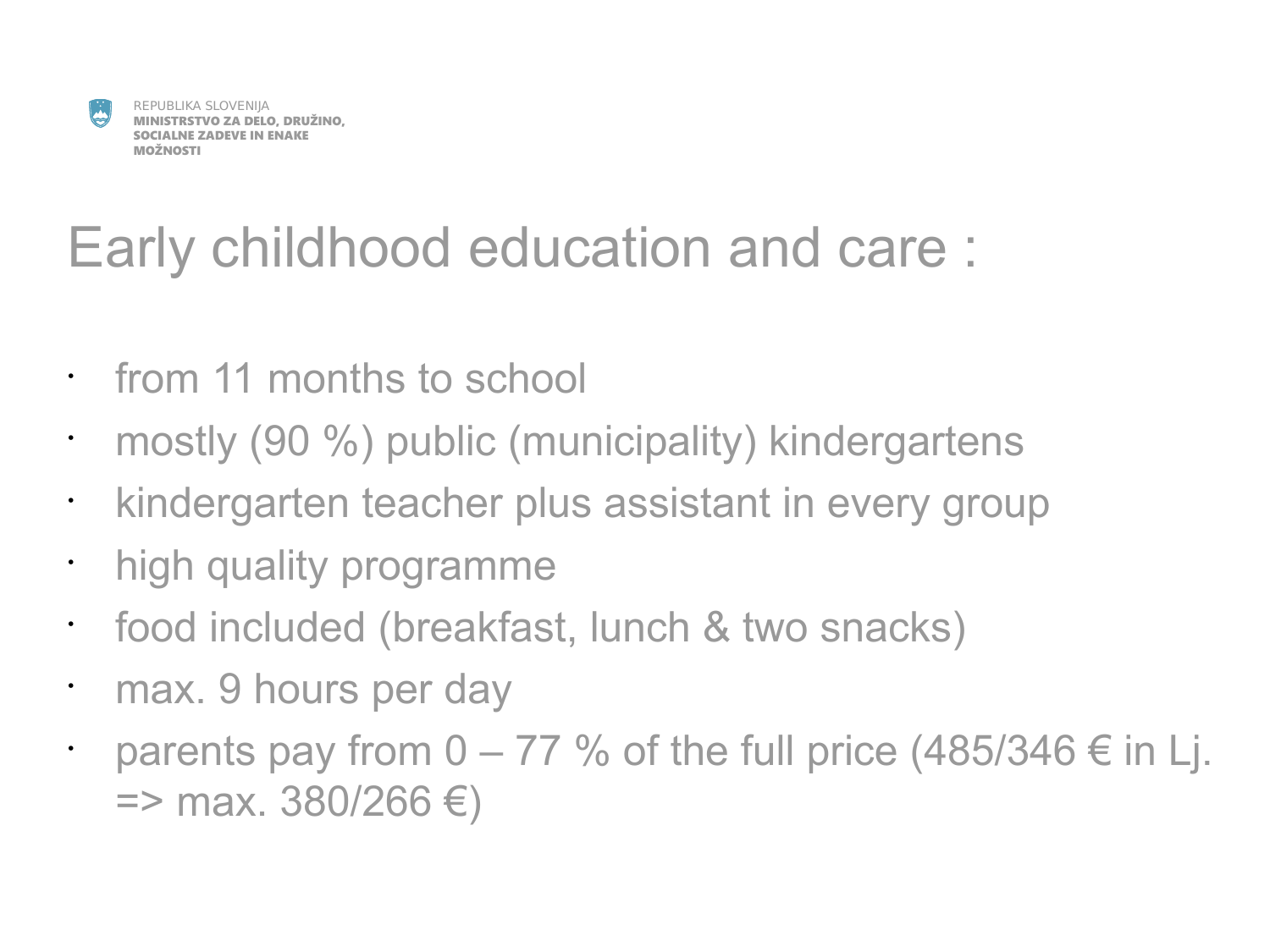REPUBLIKA SLOVENIJA
**MINISTRSTVO ZA DELO, DRUŽINO, SOCIALNE ZADEVE IN ENAKE MOŽNOSTI**

# Early childhood education and care :

- from 11 months to school
- mostly (90 %) public (municipality) kindergartens
- kindergarten teacher plus assistant in every group
- high quality programme
- food included (breakfast, lunch & two snacks)
- max. 9 hours per day
- parents pay from 0 – 77 % of the full price (485/346 € in Lj. => max. 380/266 €)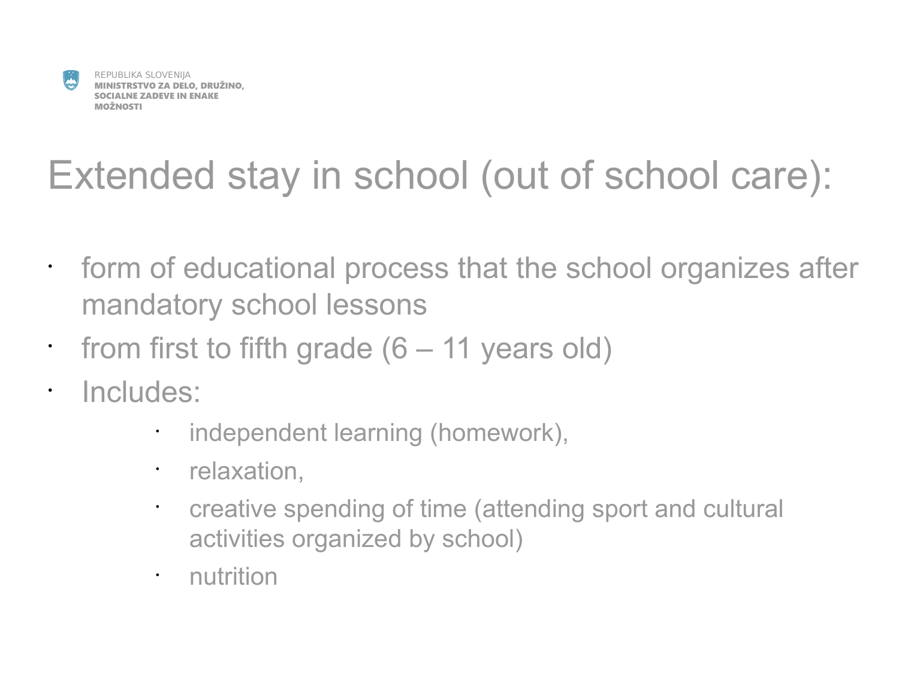REPUBLIKA SLOVENIJA
**MINISTRSTVO ZA DELO, DRUŽINO, SOCIALNE ZADEVE IN ENAKE MOŽNOSTI**

# Extended stay in school (out of school care):

- form of educational process that the school organizes after mandatory school lessons
- from first to fifth grade (6 – 11 years old)
- Includes:
  - independent learning (homework),
  - relaxation,
  - creative spending of time (attending sport and cultural activities organized by school)
  - nutrition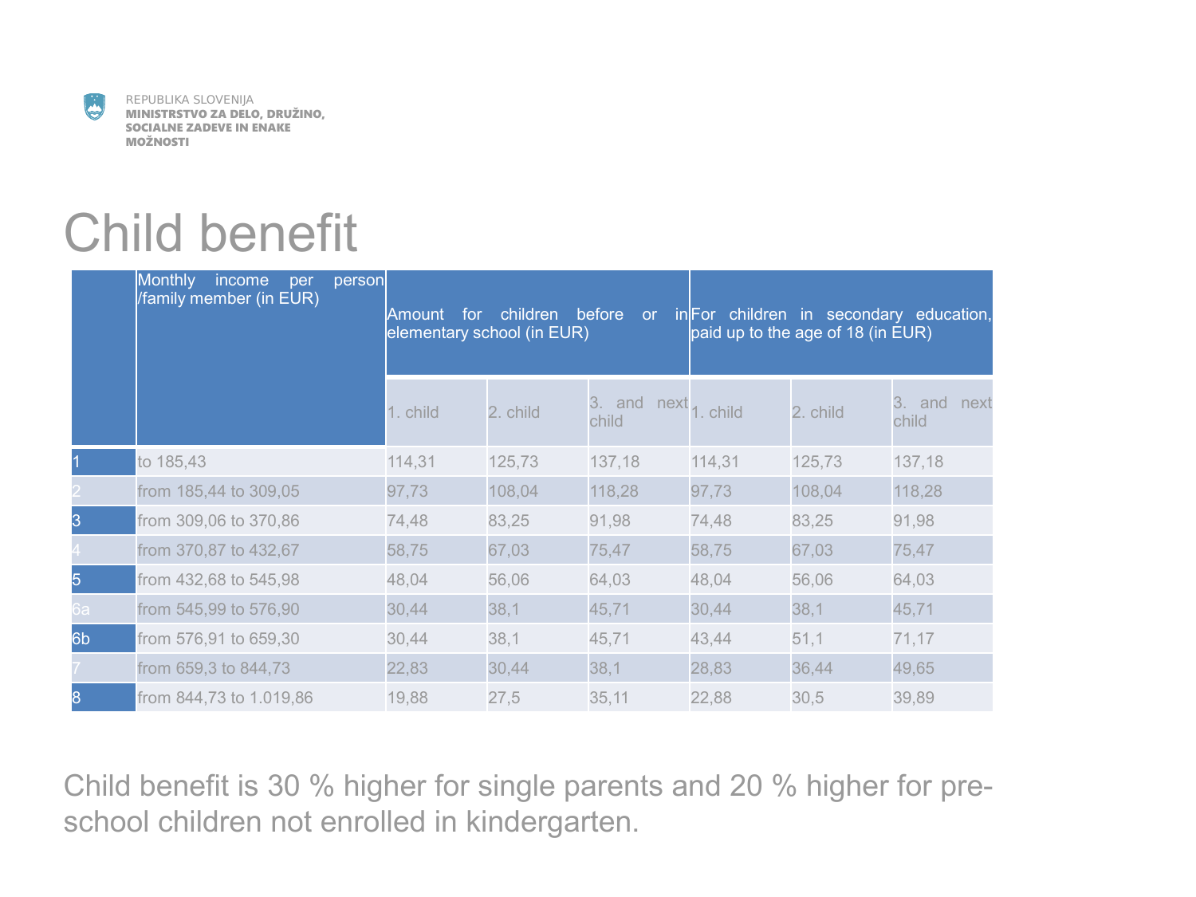REPUBLIKA SLOVENIJA
**MINISTRSTVO ZA DELO, DRUŽINO, SOCIALNE ZADEVE IN ENAKE MOŽNOSTI**

# Child benefit

| | Monthly income per person /family member (in EUR) | Amount for children before or in elementary school (in EUR) | | | For children in secondary education, paid up to the age of 18 (in EUR) | | |
|---|---|---|---|---|---|---|---|
| | | 1. child | 2. child | 3. and next child | 1. child | 2. child | 3. and next child |
| 1 | to 185,43 | 114,31 | 125,73 | 137,18 | 114,31 | 125,73 | 137,18 |
| 2 | from 185,44 to 309,05 | 97,73 | 108,04 | 118,28 | 97,73 | 108,04 | 118,28 |
| 3 | from 309,06 to 370,86 | 74,48 | 83,25 | 91,98 | 74,48 | 83,25 | 91,98 |
| 4 | from 370,87 to 432,67 | 58,75 | 67,03 | 75,47 | 58,75 | 67,03 | 75,47 |
| 5 | from 432,68 to 545,98 | 48,04 | 56,06 | 64,03 | 48,04 | 56,06 | 64,03 |
| 6a | from 545,99 to 576,90 | 30,44 | 38,1 | 45,71 | 30,44 | 38,1 | 45,71 |
| 6b | from 576,91 to 659,30 | 30,44 | 38,1 | 45,71 | 43,44 | 51,1 | 71,17 |
| 7 | from 659,3 to 844,73 | 22,83 | 30,44 | 38,1 | 28,83 | 36,44 | 49,65 |
| 8 | from 844,73 to 1.019,86 | 19,88 | 27,5 | 35,11 | 22,88 | 30,5 | 39,89 |

Child benefit is 30 % higher for single parents and 20 % higher for pre-school children not enrolled in kindergarten.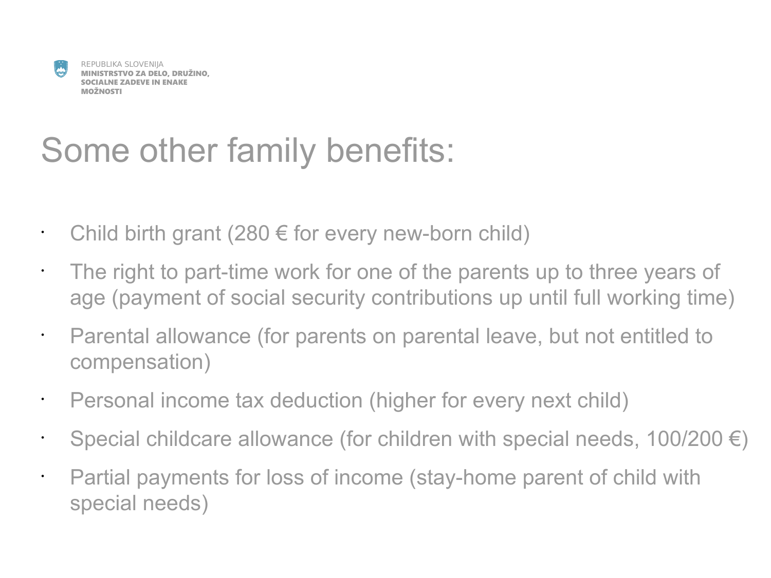REPUBLIKA SLOVENIJA
**MINISTRSTVO ZA DELO, DRUŽINO, SOCIALNE ZADEVE IN ENAKE MOŽNOSTI**

# Some other family benefits:

- Child birth grant (280 € for every new-born child)
- The right to part-time work for one of the parents up to three years of age (payment of social security contributions up until full working time)
- Parental allowance (for parents on parental leave, but not entitled to compensation)
- Personal income tax deduction (higher for every next child)
- Special childcare allowance (for children with special needs, 100/200 €)
- Partial payments for loss of income (stay-home parent of child with special needs)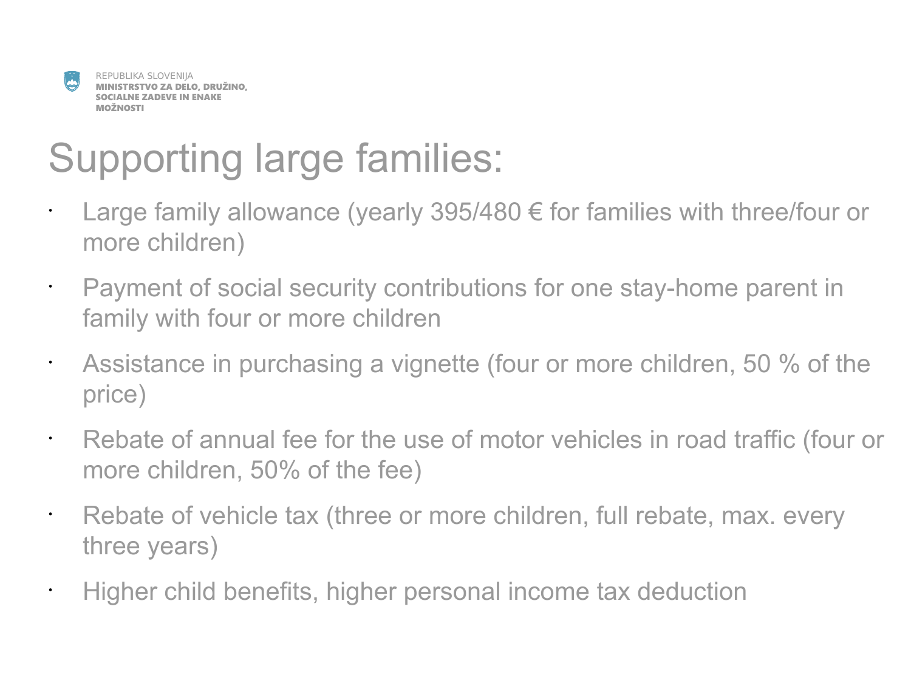REPUBLIKA SLOVENIJA
**MINISTRSTVO ZA DELO, DRUŽINO, SOCIALNE ZADEVE IN ENAKE MOŽNOSTI**

# Supporting large families:

- Large family allowance (yearly 395/480 € for families with three/four or more children)
- Payment of social security contributions for one stay-home parent in family with four or more children
- Assistance in purchasing a vignette (four or more children, 50 % of the price)
- Rebate of annual fee for the use of motor vehicles in road traffic (four or more children, 50% of the fee)
- Rebate of vehicle tax (three or more children, full rebate, max. every three years)
- Higher child benefits, higher personal income tax deduction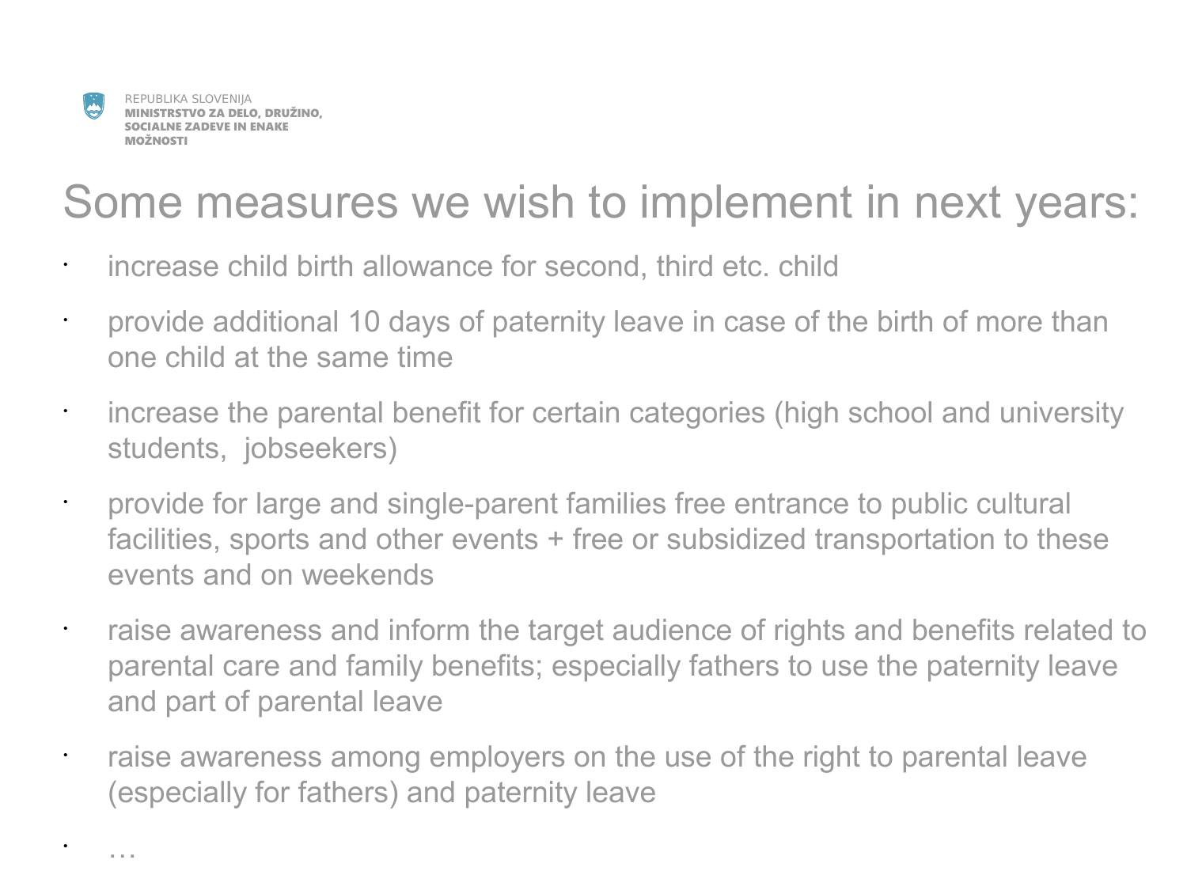REPUBLIKA SLOVENIJA
**MINISTRSTVO ZA DELO, DRUŽINO, SOCIALNE ZADEVE IN ENAKE MOŽNOSTI**

# Some measures we wish to implement in next years:

- increase child birth allowance for second, third etc. child
- provide additional 10 days of paternity leave in case of the birth of more than one child at the same time
- increase the parental benefit for certain categories (high school and university students, jobseekers)
- provide for large and single-parent families free entrance to public cultural facilities, sports and other events + free or subsidized transportation to these events and on weekends
- raise awareness and inform the target audience of rights and benefits related to parental care and family benefits; especially fathers to use the paternity leave and part of parental leave
- raise awareness among employers on the use of the right to parental leave (especially for fathers) and paternity leave
- …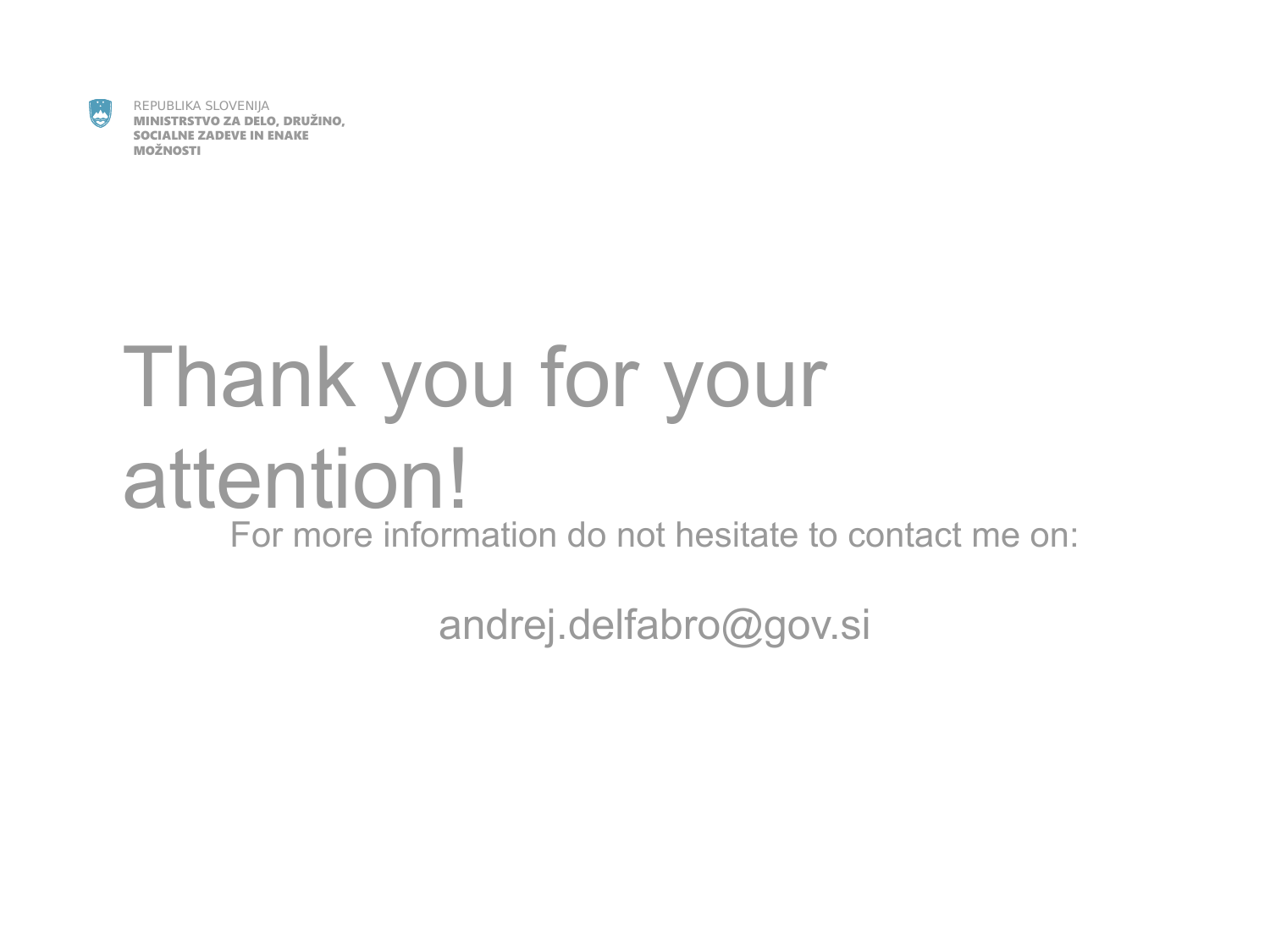REPUBLIKA SLOVENIJA
**MINISTRSTVO ZA DELO, DRUŽINO, SOCIALNE ZADEVE IN ENAKE MOŽNOSTI**

# Thank you for your attention!

For more information do not hesitate to contact me on:

andrej.delfabro@gov.si